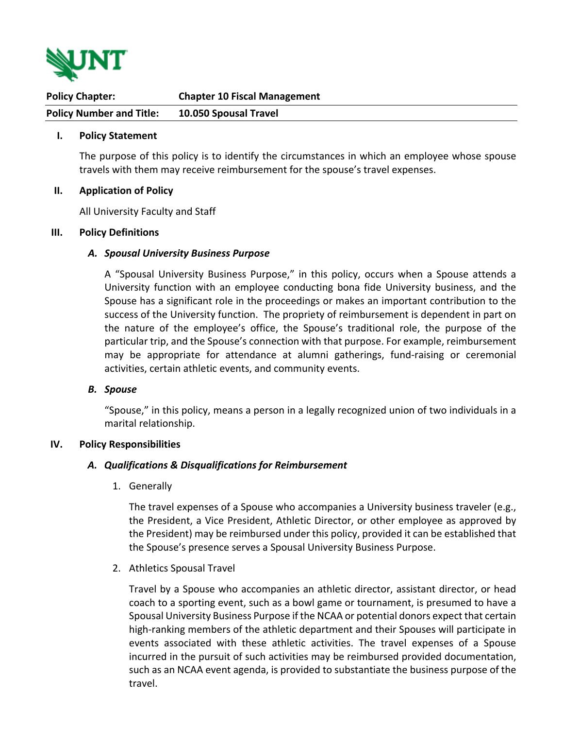| **Policy Chapter:** | **Chapter 10 Fiscal Management** |
|---|---|
| **Policy Number and Title:** | **10.050 Spousal Travel** |

## I. Policy Statement

The purpose of this policy is to identify the circumstances in which an employee whose spouse travels with them may receive reimbursement for the spouse's travel expenses.

## II. Application of Policy

All University Faculty and Staff

## III. Policy Definitions

### *A. Spousal University Business Purpose*

A "Spousal University Business Purpose," in this policy, occurs when a Spouse attends a University function with an employee conducting bona fide University business, and the Spouse has a significant role in the proceedings or makes an important contribution to the success of the University function. The propriety of reimbursement is dependent in part on the nature of the employee's office, the Spouse's traditional role, the purpose of the particular trip, and the Spouse's connection with that purpose. For example, reimbursement may be appropriate for attendance at alumni gatherings, fund-raising or ceremonial activities, certain athletic events, and community events.

### *B. Spouse*

"Spouse," in this policy, means a person in a legally recognized union of two individuals in a marital relationship.

## IV. Policy Responsibilities

### *A. Qualifications & Disqualifications for Reimbursement*

1. Generally

   The travel expenses of a Spouse who accompanies a University business traveler (e.g., the President, a Vice President, Athletic Director, or other employee as approved by the President) may be reimbursed under this policy, provided it can be established that the Spouse's presence serves a Spousal University Business Purpose.

2. Athletics Spousal Travel

   Travel by a Spouse who accompanies an athletic director, assistant director, or head coach to a sporting event, such as a bowl game or tournament, is presumed to have a Spousal University Business Purpose if the NCAA or potential donors expect that certain high-ranking members of the athletic department and their Spouses will participate in events associated with these athletic activities. The travel expenses of a Spouse incurred in the pursuit of such activities may be reimbursed provided documentation, such as an NCAA event agenda, is provided to substantiate the business purpose of the travel.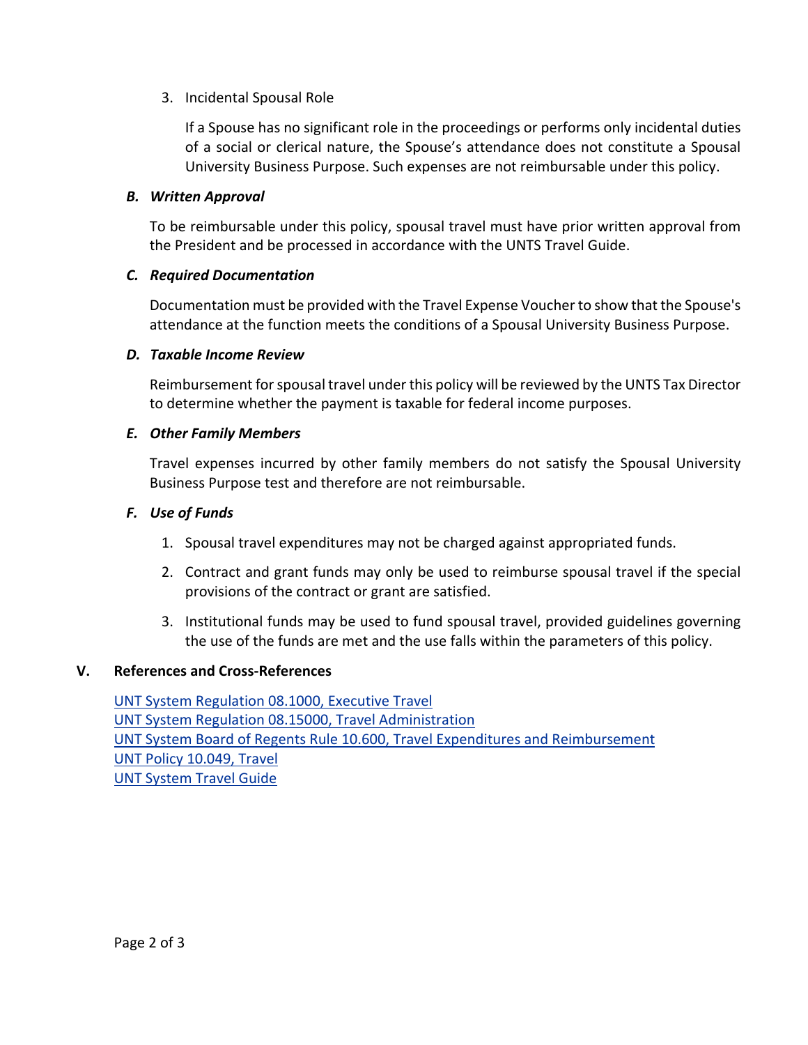3. Incidental Spousal Role

   If a Spouse has no significant role in the proceedings or performs only incidental duties of a social or clerical nature, the Spouse's attendance does not constitute a Spousal University Business Purpose. Such expenses are not reimbursable under this policy.

### *B. Written Approval*

To be reimbursable under this policy, spousal travel must have prior written approval from the President and be processed in accordance with the UNTS Travel Guide.

### *C. Required Documentation*

Documentation must be provided with the Travel Expense Voucher to show that the Spouse's attendance at the function meets the conditions of a Spousal University Business Purpose.

### *D. Taxable Income Review*

Reimbursement for spousal travel under this policy will be reviewed by the UNTS Tax Director to determine whether the payment is taxable for federal income purposes.

### *E. Other Family Members*

Travel expenses incurred by other family members do not satisfy the Spousal University Business Purpose test and therefore are not reimbursable.

### *F. Use of Funds*

1. Spousal travel expenditures may not be charged against appropriated funds.
2. Contract and grant funds may only be used to reimburse spousal travel if the special provisions of the contract or grant are satisfied.
3. Institutional funds may be used to fund spousal travel, provided guidelines governing the use of the funds are met and the use falls within the parameters of this policy.

## V. References and Cross-References

UNT System Regulation 08.1000, Executive Travel
UNT System Regulation 08.15000, Travel Administration
UNT System Board of Regents Rule 10.600, Travel Expenditures and Reimbursement
UNT Policy 10.049, Travel
UNT System Travel Guide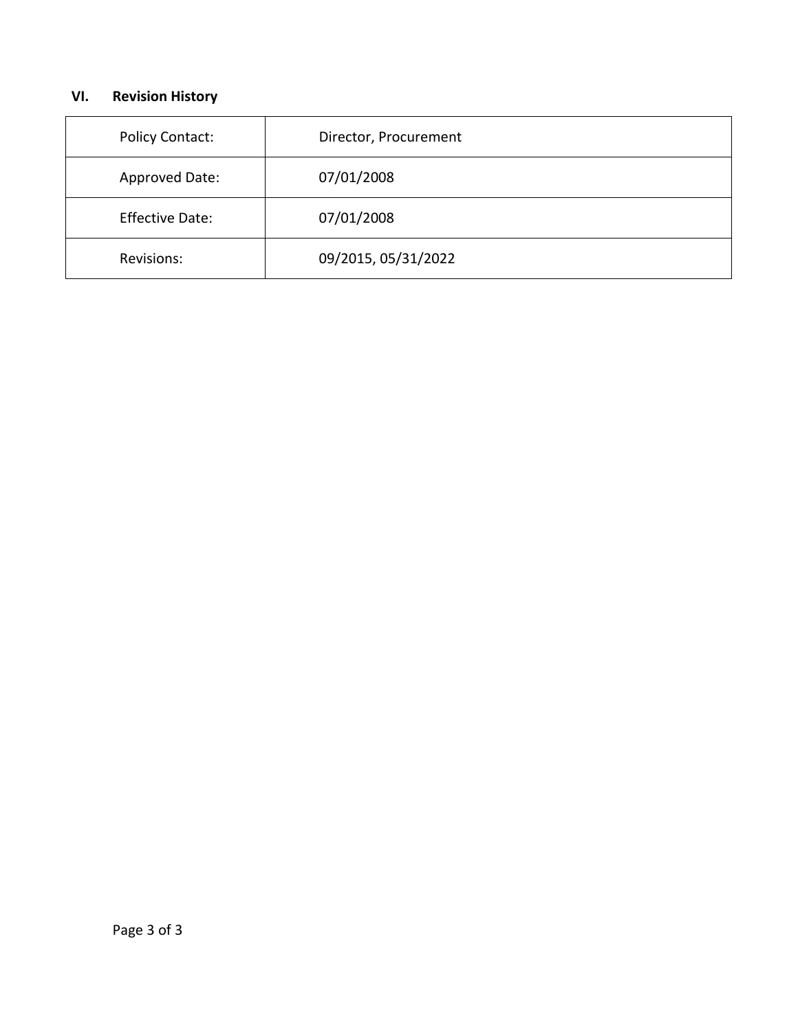## VI. Revision History

| | |
|---|---|
| Policy Contact: | Director, Procurement |
| Approved Date: | 07/01/2008 |
| Effective Date: | 07/01/2008 |
| Revisions: | 09/2015, 05/31/2022 |